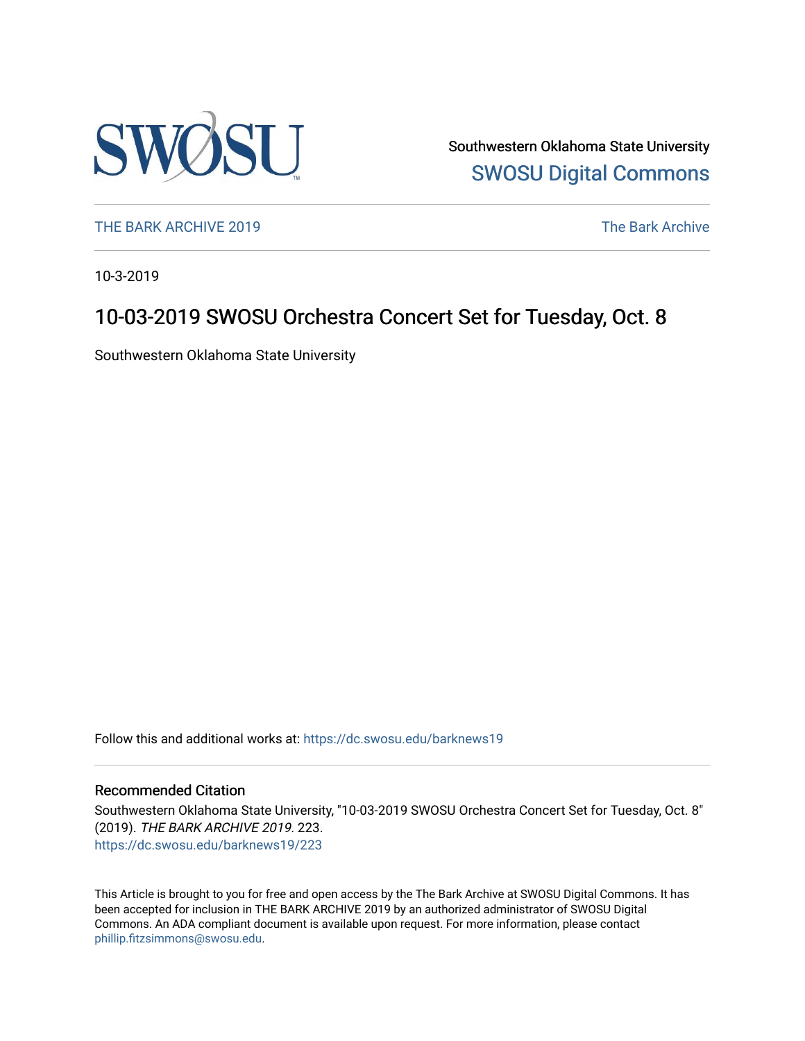Southwestern Oklahoma State University

SWOSU Digital Commons

THE BARK ARCHIVE 2019

The Bark Archive

10-3-2019

# 10-03-2019 SWOSU Orchestra Concert Set for Tuesday, Oct. 8

Southwestern Oklahoma State University

Follow this and additional works at: https://dc.swosu.edu/barknews19

## Recommended Citation

Southwestern Oklahoma State University, "10-03-2019 SWOSU Orchestra Concert Set for Tuesday, Oct. 8" (2019). *THE BARK ARCHIVE 2019*. 223.
https://dc.swosu.edu/barknews19/223

This Article is brought to you for free and open access by the The Bark Archive at SWOSU Digital Commons. It has been accepted for inclusion in THE BARK ARCHIVE 2019 by an authorized administrator of SWOSU Digital Commons. An ADA compliant document is available upon request. For more information, please contact phillip.fitzsimmons@swosu.edu.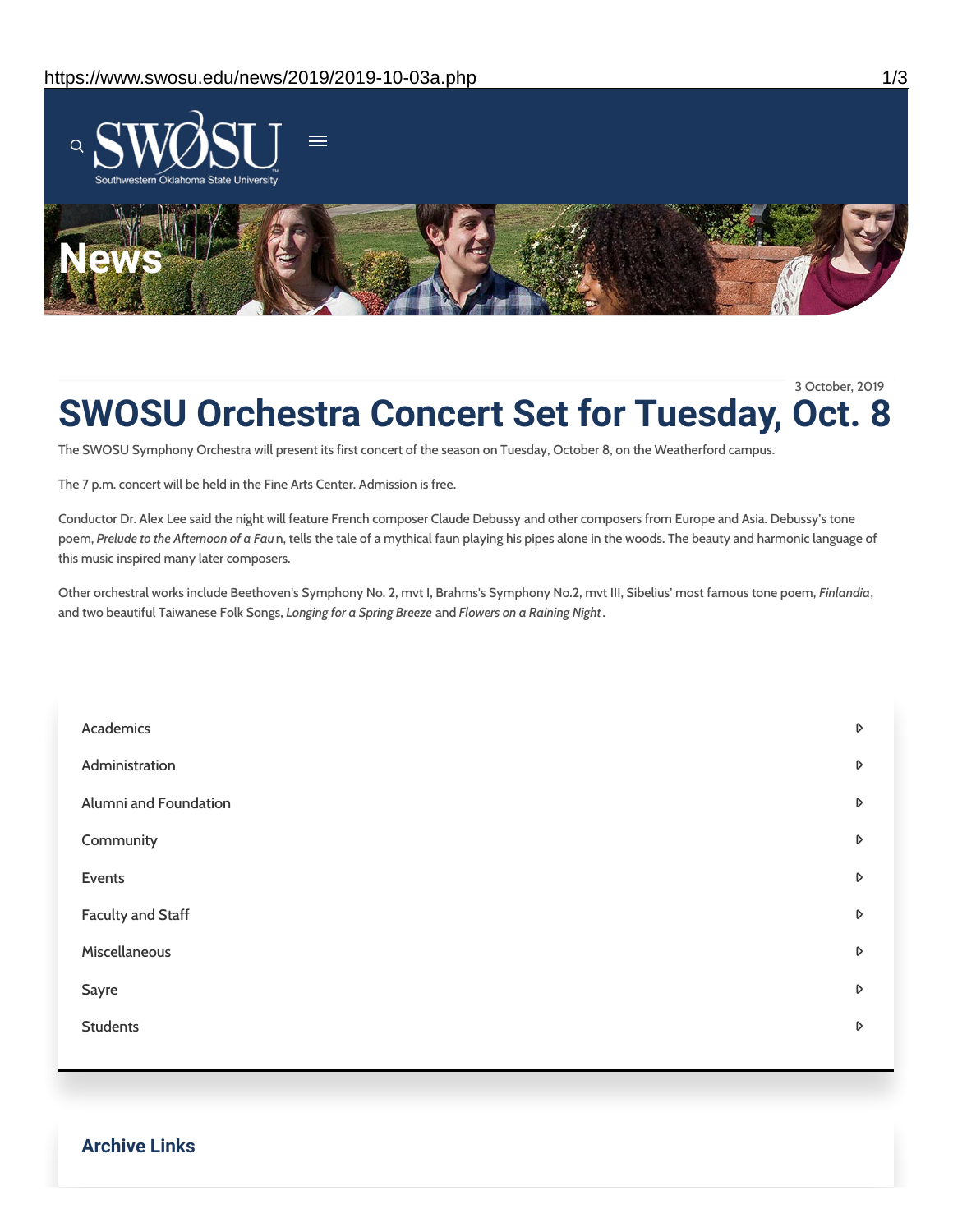# News

3 October, 2019

# SWOSU Orchestra Concert Set for Tuesday, Oct. 8

The SWOSU Symphony Orchestra will present its first concert of the season on Tuesday, October 8, on the Weatherford campus.

The 7 p.m. concert will be held in the Fine Arts Center. Admission is free.

Conductor Dr. Alex Lee said the night will feature French composer Claude Debussy and other composers from Europe and Asia. Debussy's tone poem, *Prelude to the Afternoon of a Fau* n, tells the tale of a mythical faun playing his pipes alone in the woods. The beauty and harmonic language of this music inspired many later composers.

Other orchestral works include Beethoven's Symphony No. 2, mvt I, Brahms's Symphony No.2, mvt III, Sibelius' most famous tone poem, *Finlandia*, and two beautiful Taiwanese Folk Songs, *Longing for a Spring Breeze* and *Flowers on a Raining Night*.

- Academics
- Administration
- Alumni and Foundation
- Community
- Events
- Faculty and Staff
- Miscellaneous
- Sayre
- Students

## Archive Links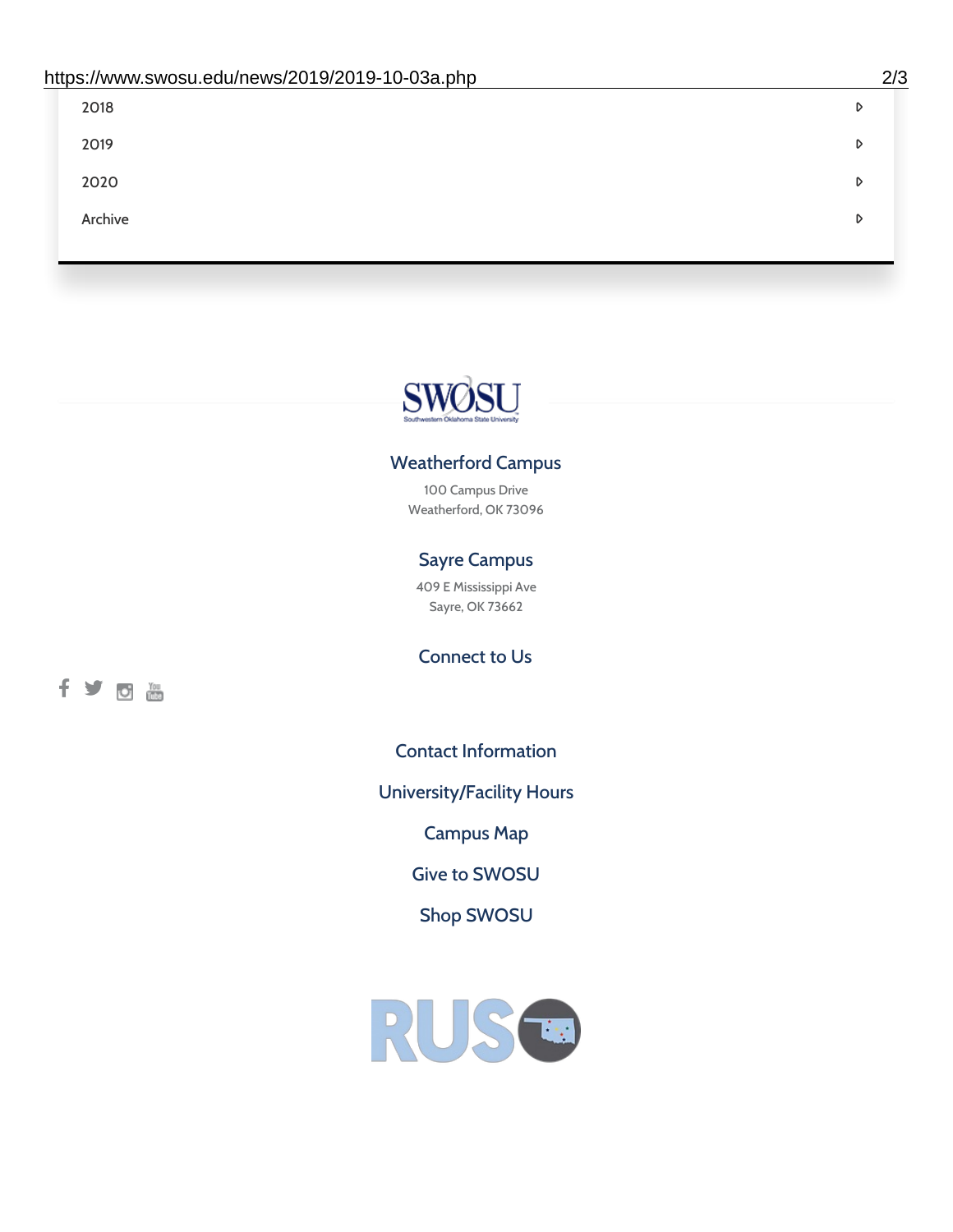2018

2019

2020

Archive

SWOSU

Southwestern Oklahoma State University

## Weatherford Campus

100 Campus Drive
Weatherford, OK 73096

## Sayre Campus

409 E Mississippi Ave
Sayre, OK 73662

## Connect to Us

Contact Information

University/Facility Hours

Campus Map

Give to SWOSU

Shop SWOSU

RUSO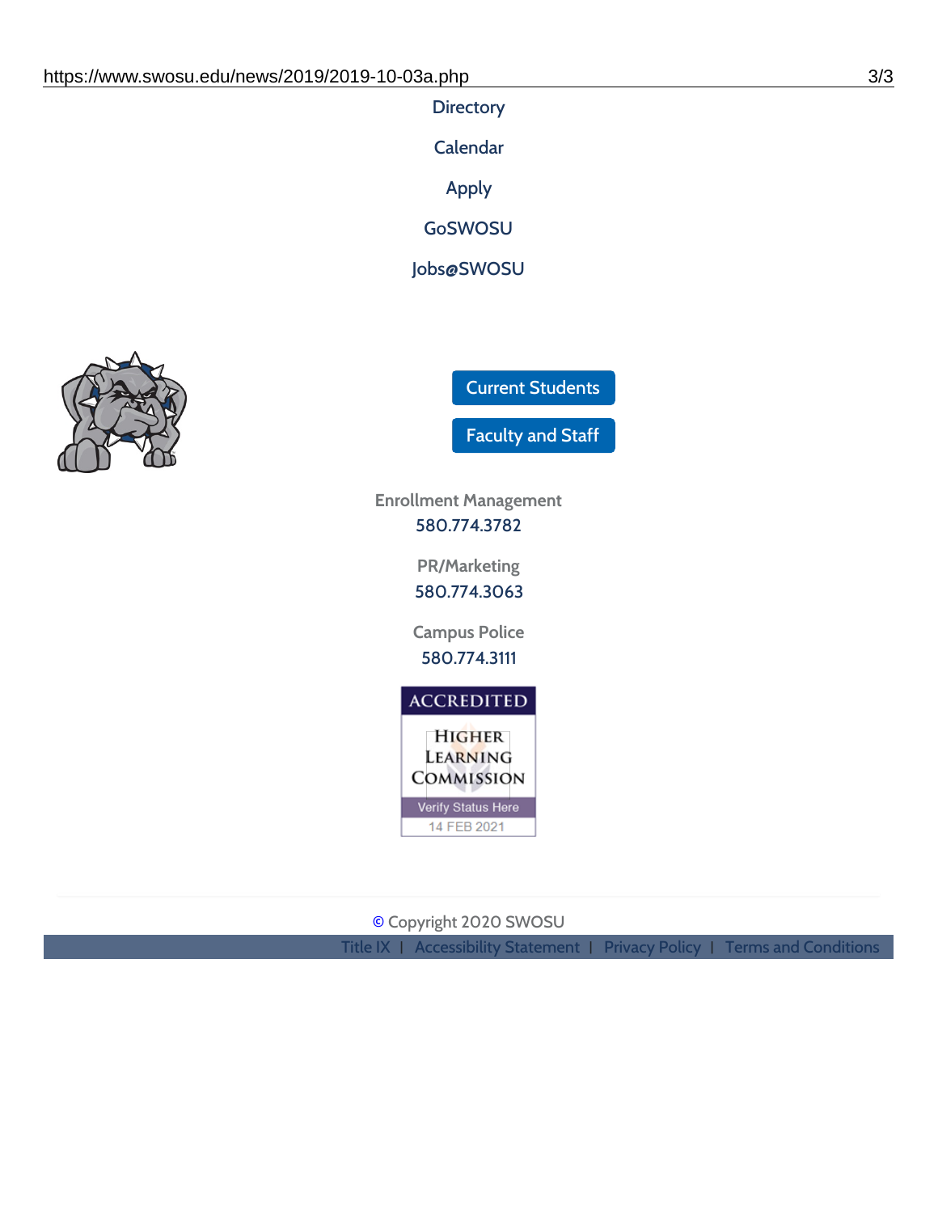Directory

Calendar

Apply

GoSWOSU

Jobs@SWOSU

Current Students

Faculty and Staff

Enrollment Management
580.774.3782

PR/Marketing
580.774.3063

Campus Police
580.774.3111

ACCREDITED
HIGHER LEARNING COMMISSION
Verify Status Here
14 FEB 2021

© Copyright 2020 SWOSU

Title IX | Accessibility Statement | Privacy Policy | Terms and Conditions